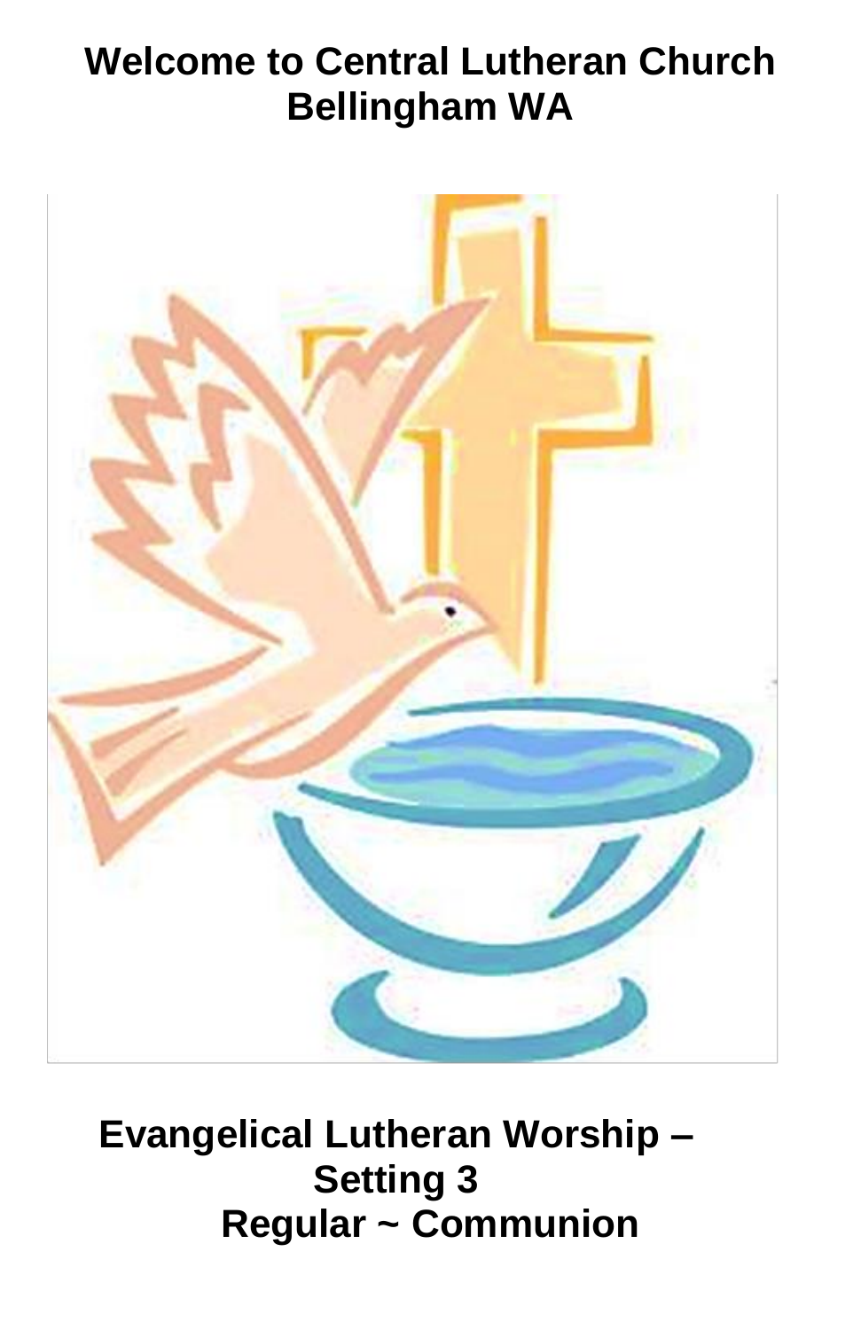# Welcome to Central Lutheran Church
# Bellingham WA

**Evangelical Lutheran Worship – Setting 3**

**Regular ~ Communion**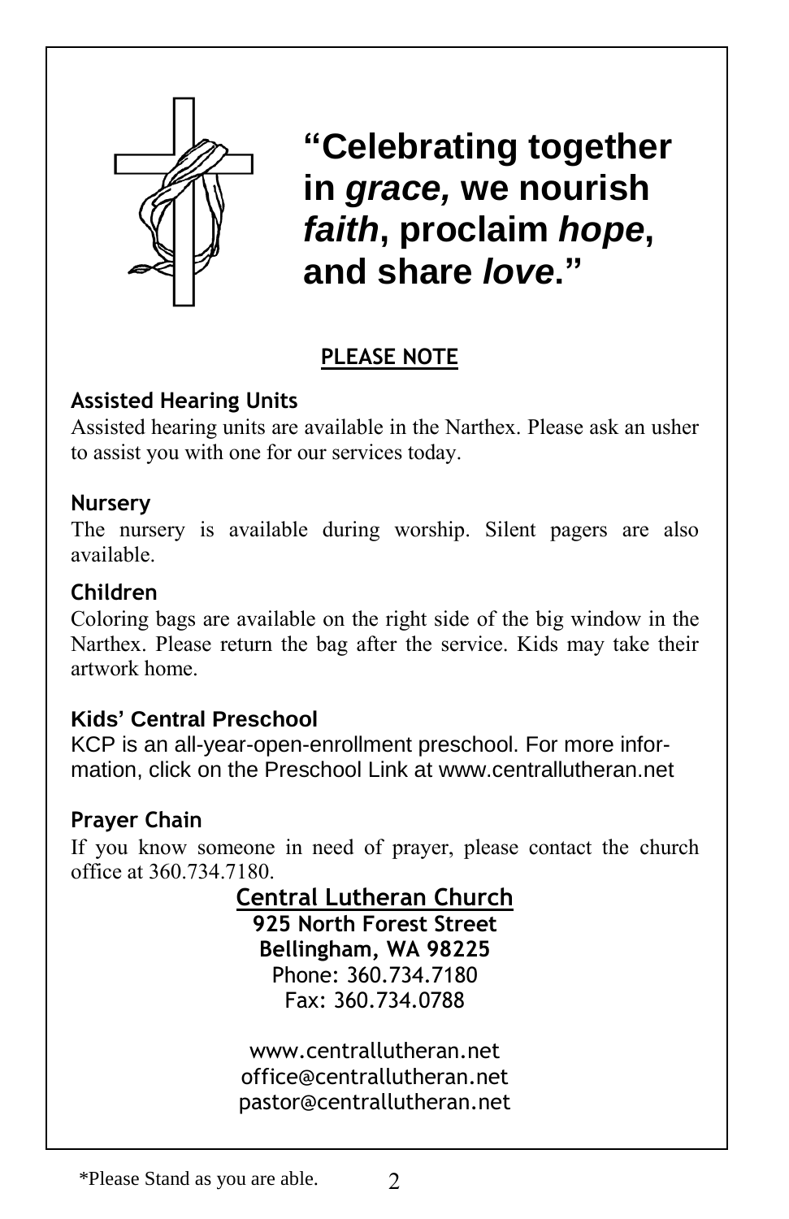# "Celebrating together in *grace,* we nourish *faith*, proclaim *hope*, and share *love*."

## PLEASE NOTE

**Assisted Hearing Units**

Assisted hearing units are available in the Narthex. Please ask an usher to assist you with one for our services today.

**Nursery**

The nursery is available during worship. Silent pagers are also available.

**Children**

Coloring bags are available on the right side of the big window in the Narthex. Please return the bag after the service. Kids may take their artwork home.

**Kids' Central Preschool**

KCP is an all-year-open-enrollment preschool. For more information, click on the Preschool Link at www.centrallutheran.net

**Prayer Chain**

If you know someone in need of prayer, please contact the church office at 360.734.7180.

**Central Lutheran Church**
**925 North Forest Street**
**Bellingham, WA 98225**
Phone: 360.734.7180
Fax: 360.734.0788

www.centrallutheran.net
office@centrallutheran.net
pastor@centrallutheran.net

*Please Stand as you are able.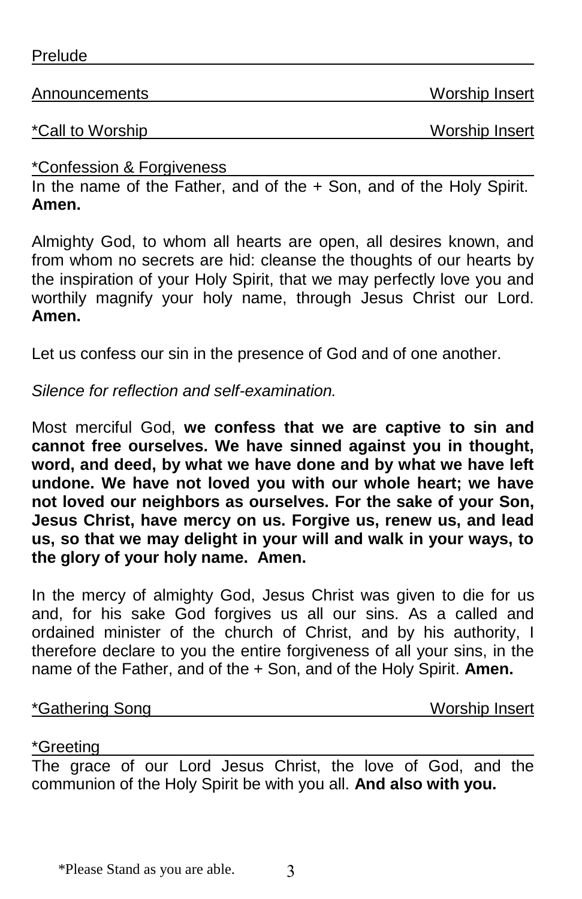Prelude

Announcements — Worship Insert

*Call to Worship — Worship Insert

*Confession & Forgiveness

In the name of the Father, and of the + Son, and of the Holy Spirit. **Amen.**

Almighty God, to whom all hearts are open, all desires known, and from whom no secrets are hid: cleanse the thoughts of our hearts by the inspiration of your Holy Spirit, that we may perfectly love you and worthily magnify your holy name, through Jesus Christ our Lord. **Amen.**

Let us confess our sin in the presence of God and of one another.

*Silence for reflection and self-examination.*

Most merciful God, **we confess that we are captive to sin and cannot free ourselves. We have sinned against you in thought, word, and deed, by what we have done and by what we have left undone. We have not loved you with our whole heart; we have not loved our neighbors as ourselves. For the sake of your Son, Jesus Christ, have mercy on us. Forgive us, renew us, and lead us, so that we may delight in your will and walk in your ways, to the glory of your holy name. Amen.**

In the mercy of almighty God, Jesus Christ was given to die for us and, for his sake God forgives us all our sins. As a called and ordained minister of the church of Christ, and by his authority, I therefore declare to you the entire forgiveness of all your sins, in the name of the Father, and of the + Son, and of the Holy Spirit. **Amen.**

*Gathering Song — Worship Insert

*Greeting

The grace of our Lord Jesus Christ, the love of God, and the communion of the Holy Spirit be with you all. **And also with you.**

*Please Stand as you are able.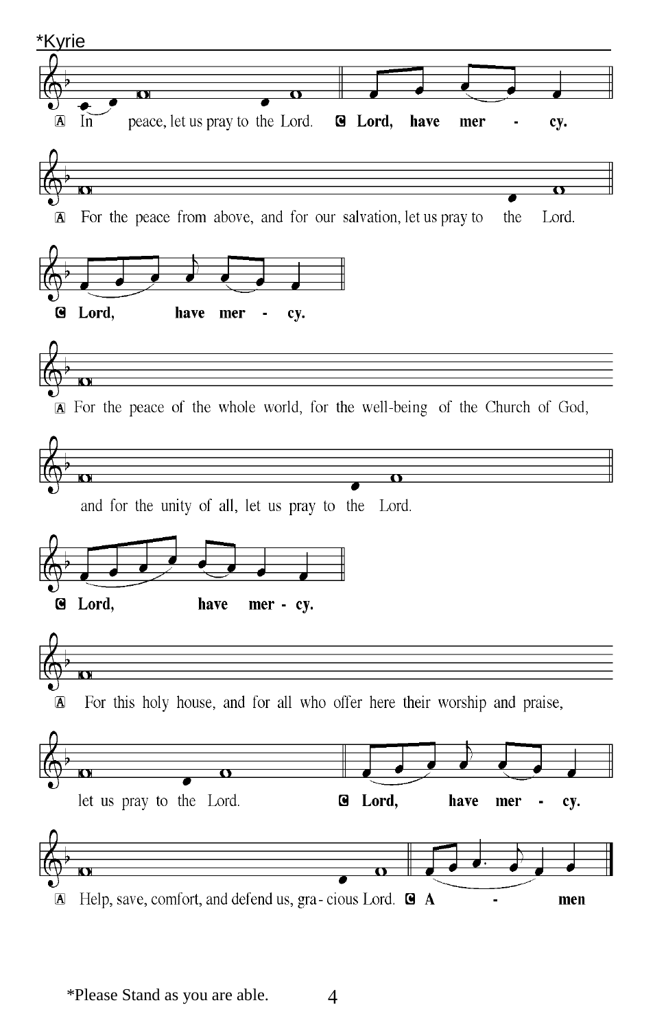*Kyrie

Ⓐ In peace, let us pray to the Lord. **Ⓒ Lord, have mer - cy.**

Ⓐ For the peace from above, and for our salvation, let us pray to the Lord.

**Ⓒ Lord, have mer - cy.**

Ⓐ For the peace of the whole world, for the well-being of the Church of God,

and for the unity of all, let us pray to the Lord.

**Ⓒ Lord, have mer - cy.**

Ⓐ For this holy house, and for all who offer here their worship and praise,

let us pray to the Lord. **Ⓒ Lord, have mer - cy.**

Ⓐ Help, save, comfort, and defend us, gra - cious Lord. **Ⓒ A - men**

*Please Stand as you are able.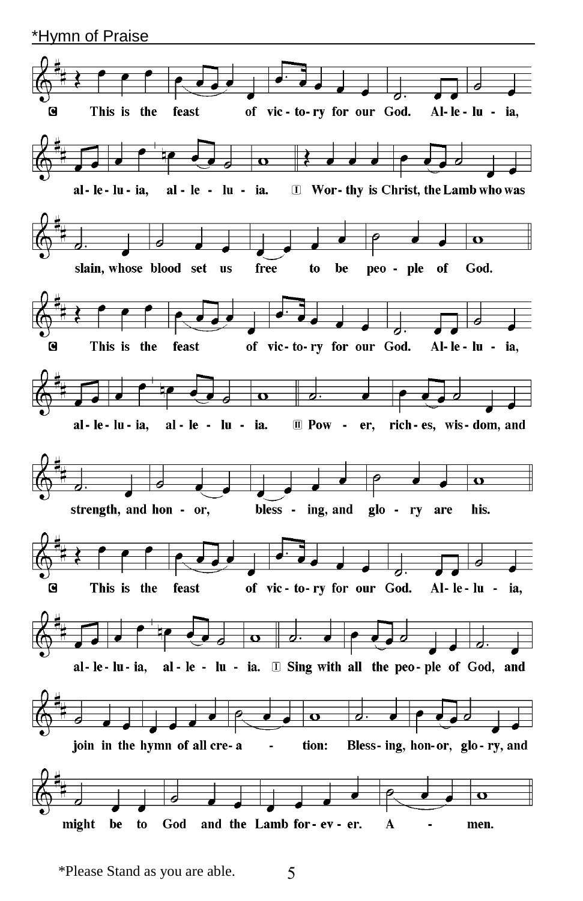*Hymn of Praise

C This is the feast of vic-to-ry for our God. Al-le-lu-ia, al-le-lu-ia, al-le-lu-ia.

I Wor-thy is Christ, the Lamb who was slain, whose blood set us free to be peo-ple of God.

C This is the feast of vic-to-ry for our God. Al-le-lu-ia, al-le-lu-ia, al-le-lu-ia.

II Pow-er, rich-es, wis-dom, and strength, and hon-or, bless-ing, and glo-ry are his.

C This is the feast of vic-to-ry for our God. Al-le-lu-ia, al-le-lu-ia, al-le-lu-ia.

I Sing with all the peo-ple of God, and join in the hymn of all cre-a-tion: Bless-ing, hon-or, glo-ry, and might be to God and the Lamb for-ev-er. A-men.

*Please Stand as you are able.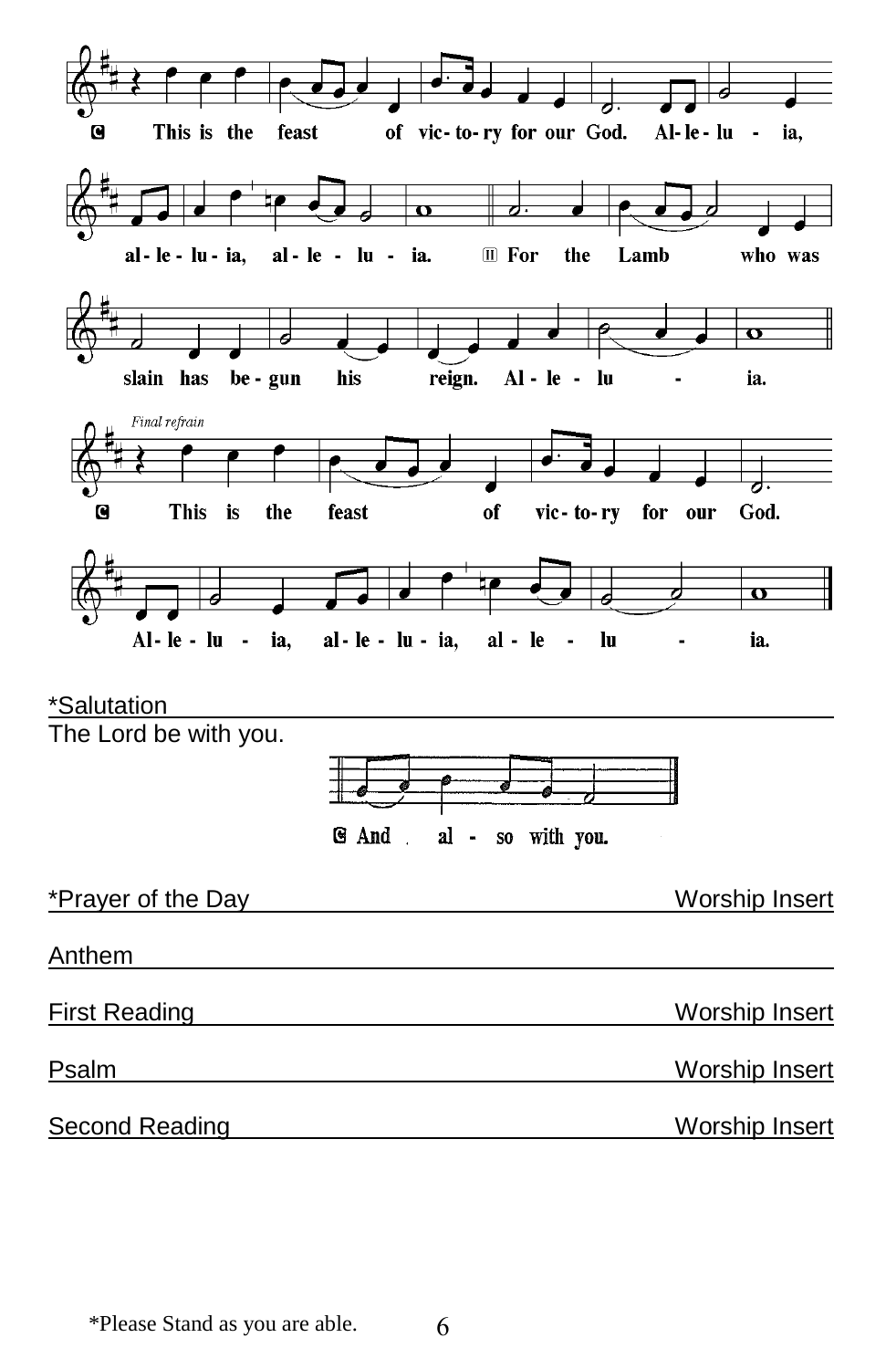C This is the feast of vic-to-ry for our God. Al-le-lu-ia, al-le-lu-ia, al-le-lu-ia.

II For the Lamb who was slain has be-gun his reign. Al-le-lu-ia.

*Final refrain*

C This is the feast of vic-to-ry for our God. Al-le-lu-ia, al-le-lu-ia, al-le-lu-ia.

*Salutation

The Lord be with you.

C And also with you.

*Prayer of the Day — Worship Insert

Anthem

First Reading — Worship Insert

Psalm — Worship Insert

Second Reading — Worship Insert

*Please Stand as you are able.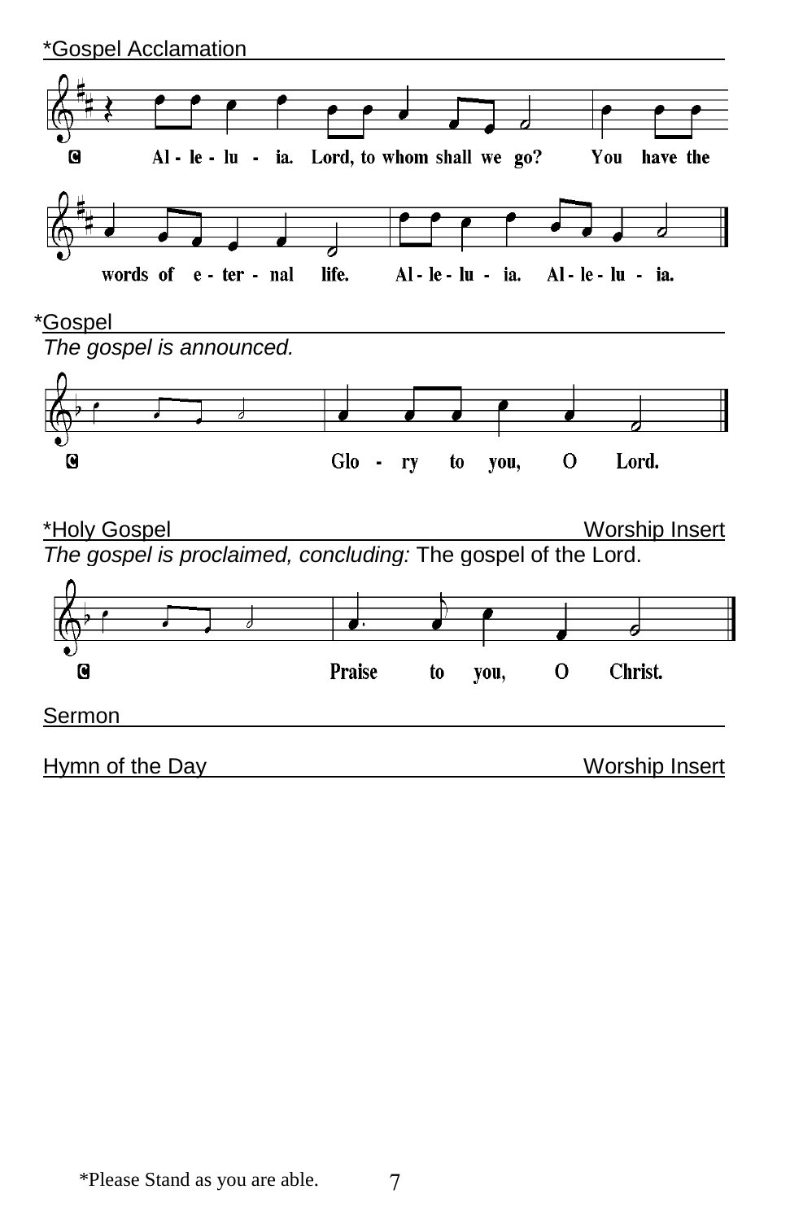*Gospel Acclamation

C Al - le - lu - ia. Lord, to whom shall we go? You have the words of e - ter - nal life. Al - le - lu - ia. Al - le - lu - ia.

*Gospel

*The gospel is announced.*

C Glo - ry to you, O Lord.

*Holy Gospel Worship Insert

*The gospel is proclaimed, concluding:* The gospel of the Lord.

C Praise to you, O Christ.

Sermon

Hymn of the Day Worship Insert

*Please Stand as you are able.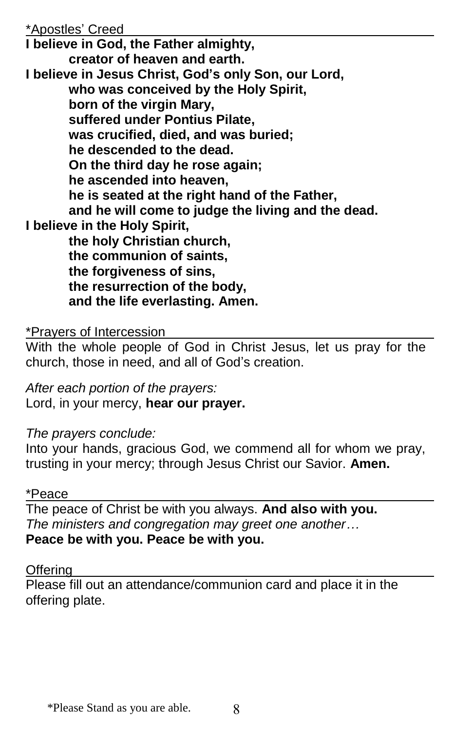*Apostles' Creed

**I believe in God, the Father almighty,**
**creator of heaven and earth.**
**I believe in Jesus Christ, God's only Son, our Lord,**
**who was conceived by the Holy Spirit,**
**born of the virgin Mary,**
**suffered under Pontius Pilate,**
**was crucified, died, and was buried;**
**he descended to the dead.**
**On the third day he rose again;**
**he ascended into heaven,**
**he is seated at the right hand of the Father,**
**and he will come to judge the living and the dead.**
**I believe in the Holy Spirit,**
**the holy Christian church,**
**the communion of saints,**
**the forgiveness of sins,**
**the resurrection of the body,**
**and the life everlasting. Amen.**

*Prayers of Intercession

With the whole people of God in Christ Jesus, let us pray for the church, those in need, and all of God's creation.

*After each portion of the prayers:*
Lord, in your mercy, **hear our prayer.**

*The prayers conclude:*
Into your hands, gracious God, we commend all for whom we pray, trusting in your mercy; through Jesus Christ our Savior. **Amen.**

*Peace

The peace of Christ be with you always. **And also with you.**
*The ministers and congregation may greet one another…*
**Peace be with you. Peace be with you.**

Offering

Please fill out an attendance/communion card and place it in the offering plate.

*Please Stand as you are able.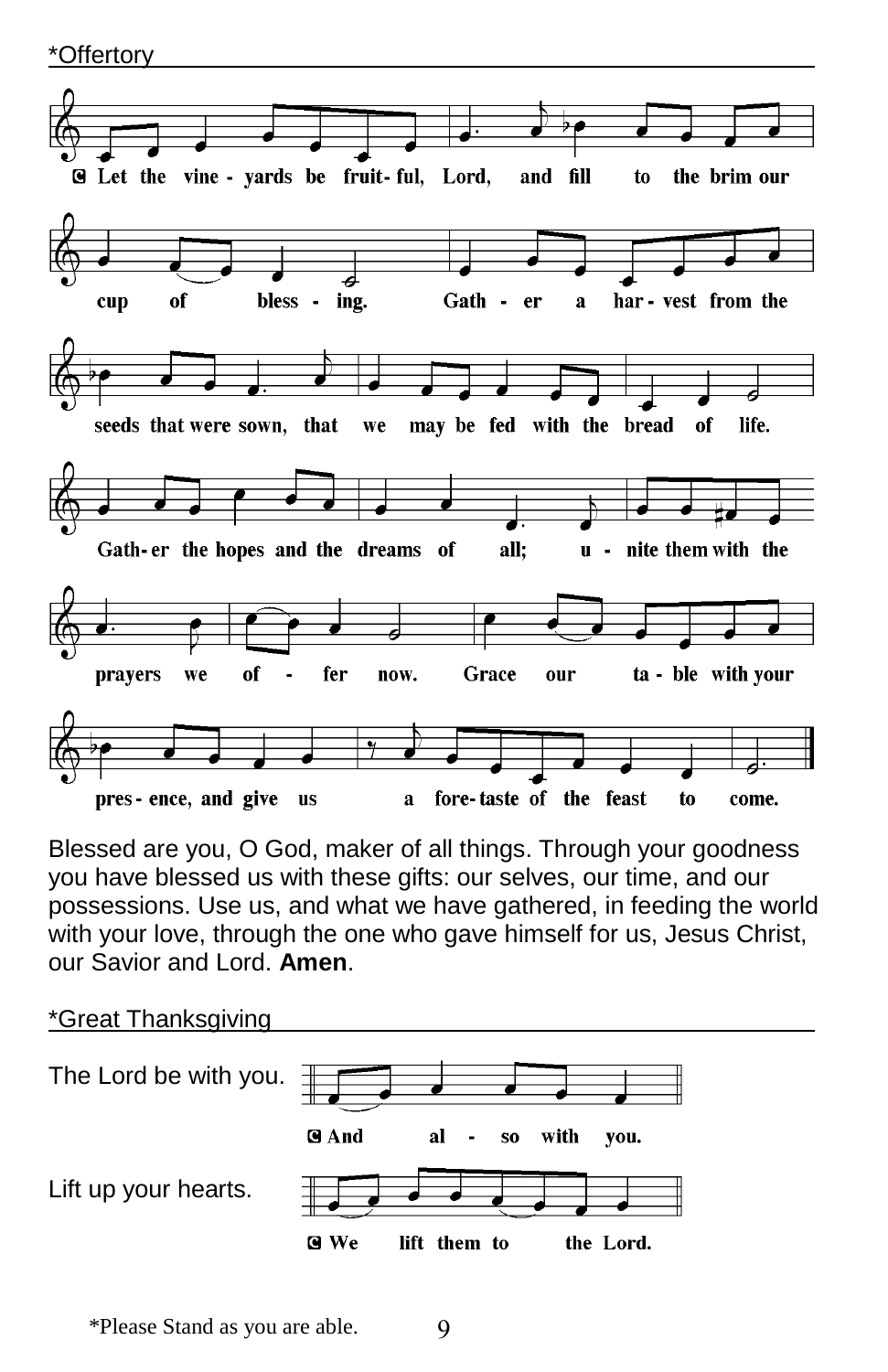*Offertory

**C** Let the vineyards be fruitful, Lord, and fill to the brim our cup of blessing. Gather a harvest from the seeds that were sown, that we may be fed with the bread of life. Gather the hopes and the dreams of all; unite them with the prayers we offer now. Grace our table with your presence, and give us a foretaste of the feast to come.

Blessed are you, O God, maker of all things. Through your goodness you have blessed us with these gifts: our selves, our time, and our possessions. Use us, and what we have gathered, in feeding the world with your love, through the one who gave himself for us, Jesus Christ, our Savior and Lord. **Amen**.

*Great Thanksgiving

The Lord be with you.

**C** And also with you.

Lift up your hearts.

**C** We lift them to the Lord.

*Please Stand as you are able.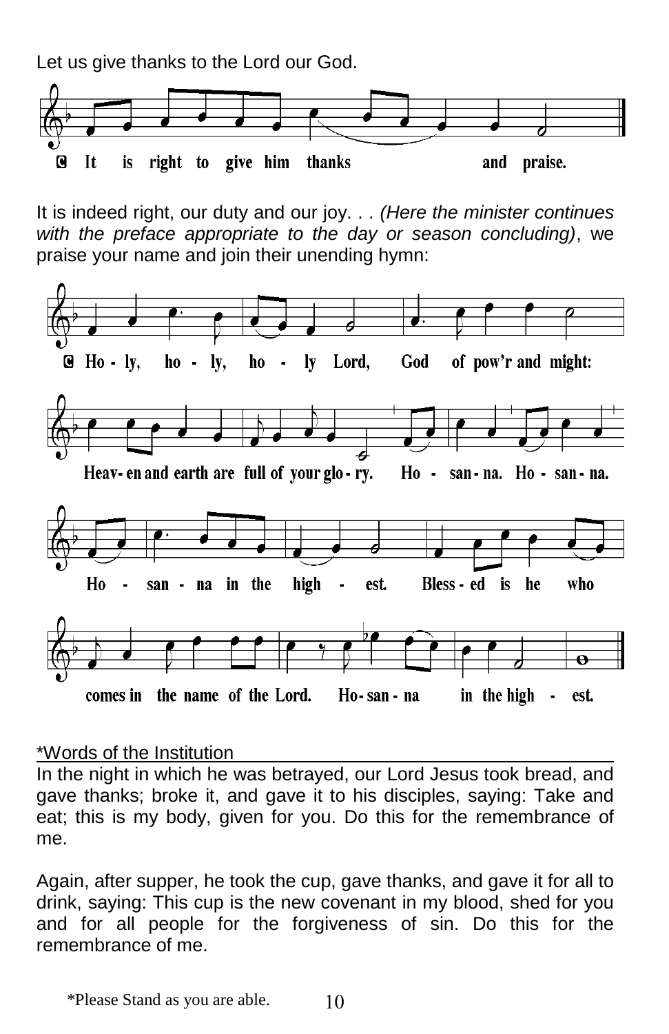Let us give thanks to the Lord our God.

**C** It is right to give him thanks and praise.

It is indeed right, our duty and our joy. . . *(Here the minister continues with the preface appropriate to the day or season concluding)*, we praise your name and join their unending hymn:

**C** Ho - ly, ho - ly, ho - ly Lord, God of pow'r and might:

Heav- en and earth are full of your glo - ry. Ho - san - na. Ho - san - na.

Ho - san - na in the high - est. Bless - ed is he who

comes in the name of the Lord. Ho- san - na in the high - est.

*Words of the Institution

In the night in which he was betrayed, our Lord Jesus took bread, and gave thanks; broke it, and gave it to his disciples, saying: Take and eat; this is my body, given for you. Do this for the remembrance of me.

Again, after supper, he took the cup, gave thanks, and gave it for all to drink, saying: This cup is the new covenant in my blood, shed for you and for all people for the forgiveness of sin. Do this for the remembrance of me.

*Please Stand as you are able.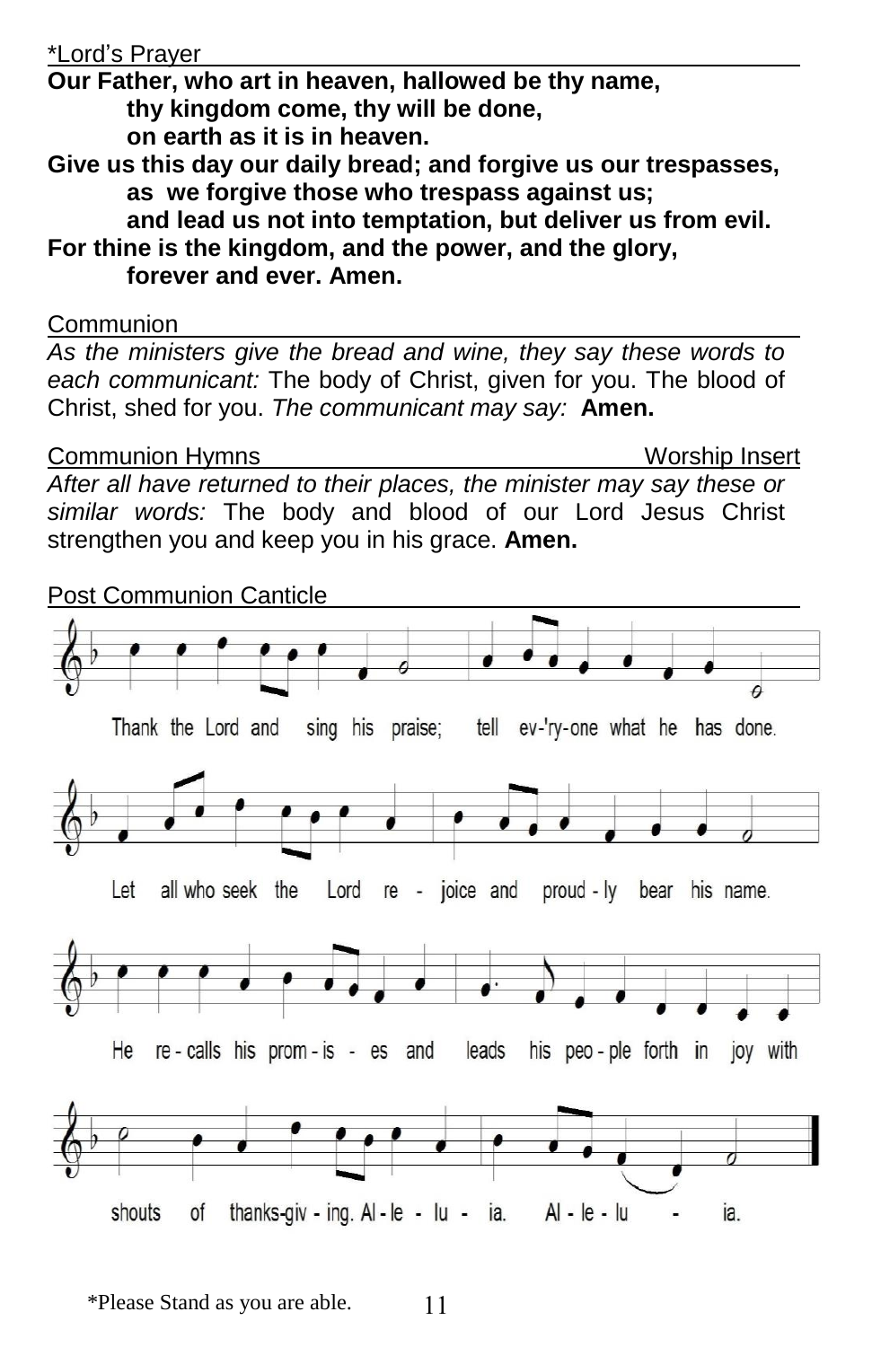*Lord's Prayer

**Our Father, who art in heaven, hallowed be thy name,**
**thy kingdom come, thy will be done,**
**on earth as it is in heaven.**
**Give us this day our daily bread; and forgive us our trespasses,**
**as we forgive those who trespass against us;**
**and lead us not into temptation, but deliver us from evil.**
**For thine is the kingdom, and the power, and the glory,**
**forever and ever. Amen.**

Communion

*As the ministers give the bread and wine, they say these words to each communicant:* The body of Christ, given for you. The blood of Christ, shed for you. *The communicant may say:* **Amen.**

Communion Hymns — Worship Insert

*After all have returned to their places, the minister may say these or similar words:* The body and blood of our Lord Jesus Christ strengthen you and keep you in his grace. **Amen.**

Post Communion Canticle

Thank the Lord and sing his praise; tell ev-'ry-one what he has done.
Let all who seek the Lord re - joice and proud - ly bear his name.
He re - calls his prom - is - es and leads his peo - ple forth in joy with
shouts of thanks-giv - ing. Al - le - lu - ia. Al - le - lu - ia.

*Please Stand as you are able.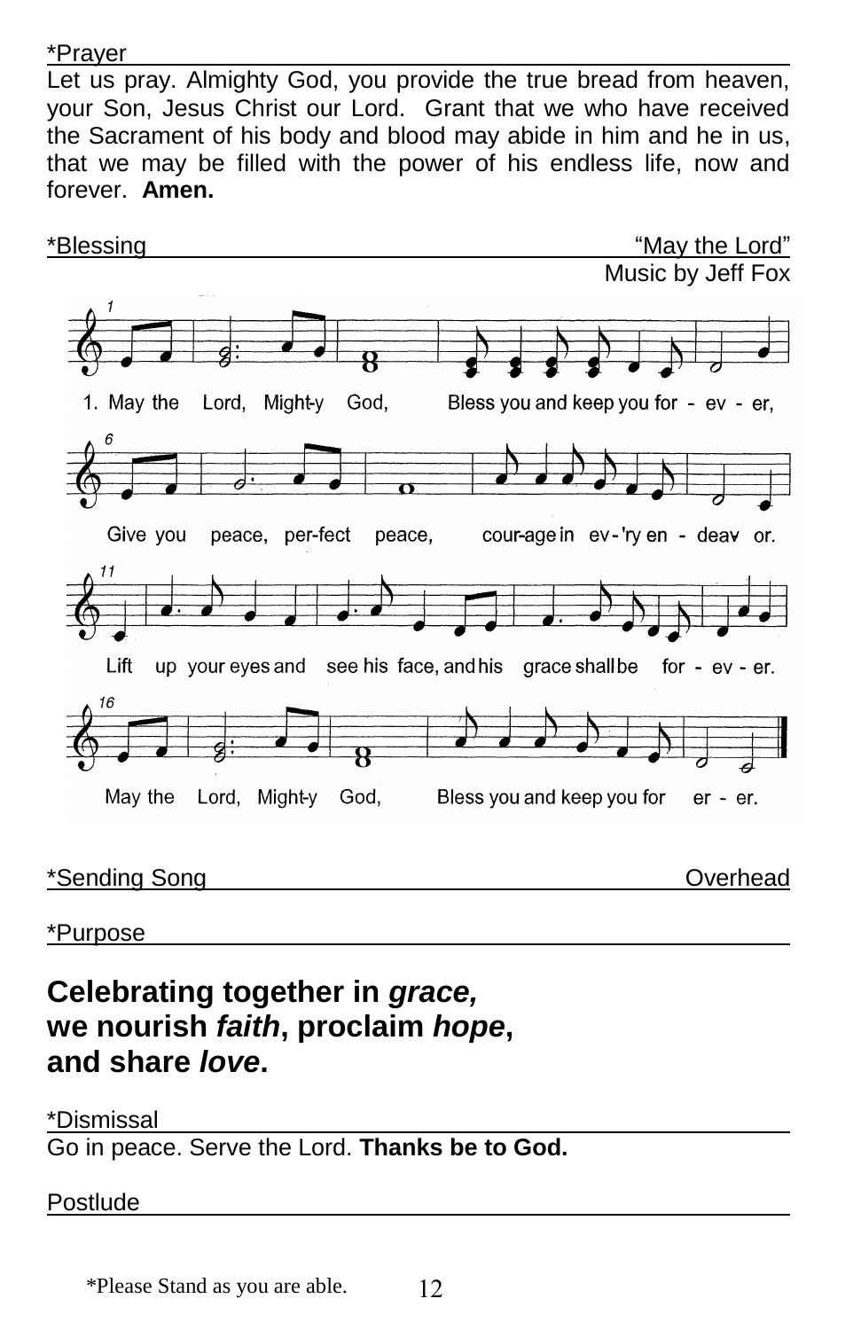*Prayer

Let us pray. Almighty God, you provide the true bread from heaven, your Son, Jesus Christ our Lord. Grant that we who have received the Sacrament of his body and blood may abide in him and he in us, that we may be filled with the power of his endless life, now and forever. **Amen.**

*Blessing "May the Lord"

Music by Jeff Fox

1. May the Lord, Might-y God, Bless you and keep you for - ev - er,
Give you peace, per-fect peace, cour-age in ev-'ry en - deav or.
Lift up your eyes and see his face, and his grace shall be for - ev - er.
May the Lord, Might-y God, Bless you and keep you for er - er.

*Sending Song Overhead

*Purpose

**Celebrating together in *grace,***
**we nourish *faith*, proclaim *hope*,**
**and share *love*.**

*Dismissal

Go in peace. Serve the Lord. **Thanks be to God.**

Postlude

*Please Stand as you are able.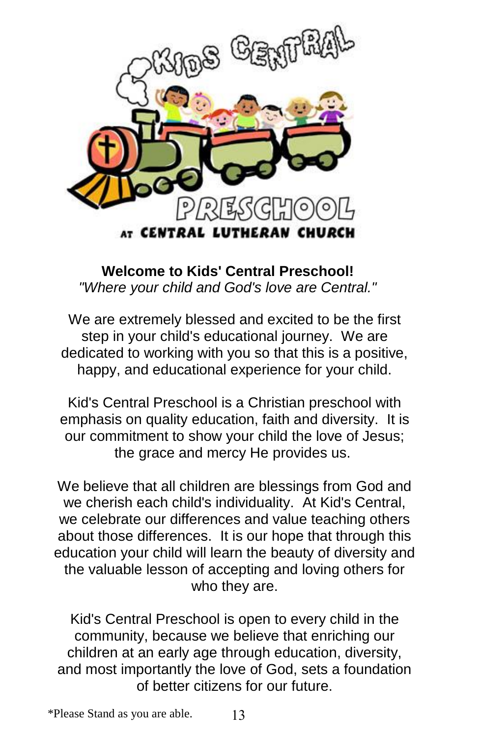KIDS CENTRAL PRESCHOOL AT CENTRAL LUTHERAN CHURCH

**Welcome to Kids' Central Preschool!**
*"Where your child and God's love are Central."*

We are extremely blessed and excited to be the first step in your child's educational journey. We are dedicated to working with you so that this is a positive, happy, and educational experience for your child.

Kid's Central Preschool is a Christian preschool with emphasis on quality education, faith and diversity. It is our commitment to show your child the love of Jesus; the grace and mercy He provides us.

We believe that all children are blessings from God and we cherish each child's individuality. At Kid's Central, we celebrate our differences and value teaching others about those differences. It is our hope that through this education your child will learn the beauty of diversity and the valuable lesson of accepting and loving others for who they are.

Kid's Central Preschool is open to every child in the community, because we believe that enriching our children at an early age through education, diversity, and most importantly the love of God, sets a foundation of better citizens for our future.

*Please Stand as you are able.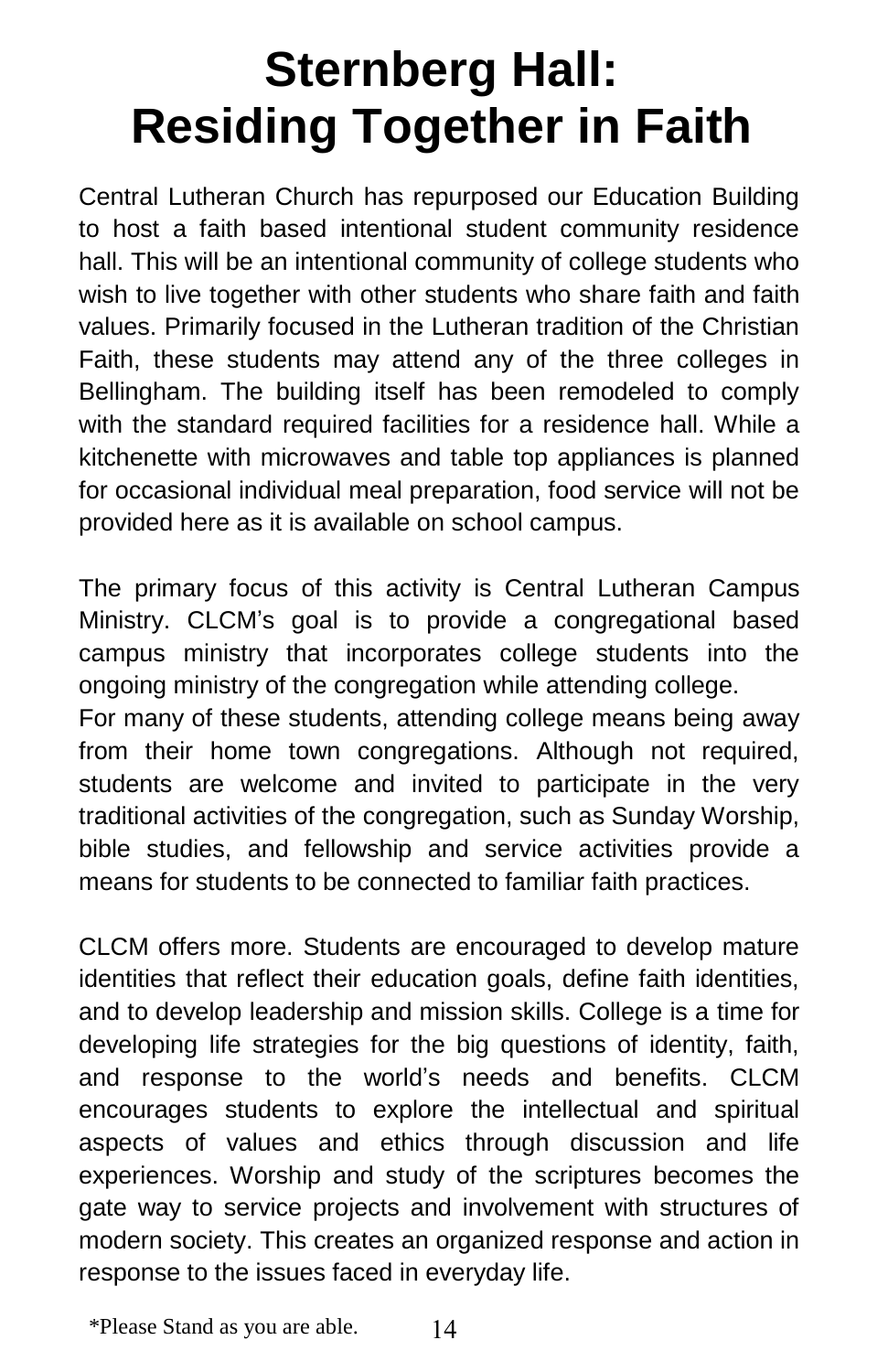# Sternberg Hall: Residing Together in Faith

Central Lutheran Church has repurposed our Education Building to host a faith based intentional student community residence hall. This will be an intentional community of college students who wish to live together with other students who share faith and faith values. Primarily focused in the Lutheran tradition of the Christian Faith, these students may attend any of the three colleges in Bellingham. The building itself has been remodeled to comply with the standard required facilities for a residence hall. While a kitchenette with microwaves and table top appliances is planned for occasional individual meal preparation, food service will not be provided here as it is available on school campus.

The primary focus of this activity is Central Lutheran Campus Ministry. CLCM's goal is to provide a congregational based campus ministry that incorporates college students into the ongoing ministry of the congregation while attending college.
For many of these students, attending college means being away from their home town congregations. Although not required, students are welcome and invited to participate in the very traditional activities of the congregation, such as Sunday Worship, bible studies, and fellowship and service activities provide a means for students to be connected to familiar faith practices.

CLCM offers more. Students are encouraged to develop mature identities that reflect their education goals, define faith identities, and to develop leadership and mission skills. College is a time for developing life strategies for the big questions of identity, faith, and response to the world's needs and benefits. CLCM encourages students to explore the intellectual and spiritual aspects of values and ethics through discussion and life experiences. Worship and study of the scriptures becomes the gate way to service projects and involvement with structures of modern society. This creates an organized response and action in response to the issues faced in everyday life.

*Please Stand as you are able.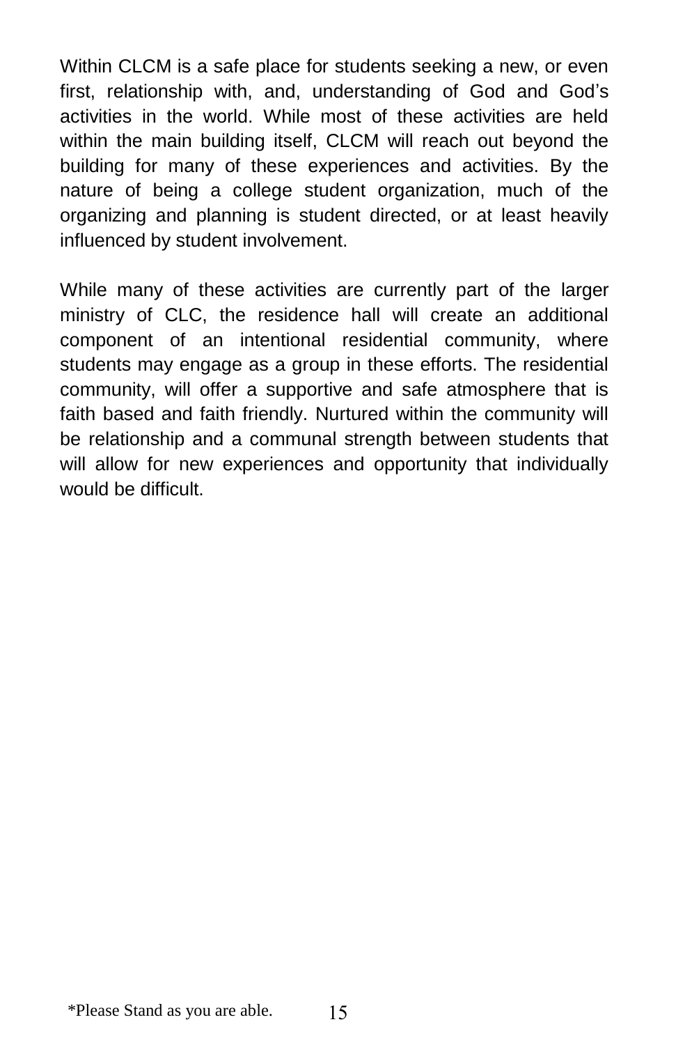Within CLCM is a safe place for students seeking a new, or even first, relationship with, and, understanding of God and God's activities in the world. While most of these activities are held within the main building itself, CLCM will reach out beyond the building for many of these experiences and activities. By the nature of being a college student organization, much of the organizing and planning is student directed, or at least heavily influenced by student involvement.

While many of these activities are currently part of the larger ministry of CLC, the residence hall will create an additional component of an intentional residential community, where students may engage as a group in these efforts. The residential community, will offer a supportive and safe atmosphere that is faith based and faith friendly. Nurtured within the community will be relationship and a communal strength between students that will allow for new experiences and opportunity that individually would be difficult.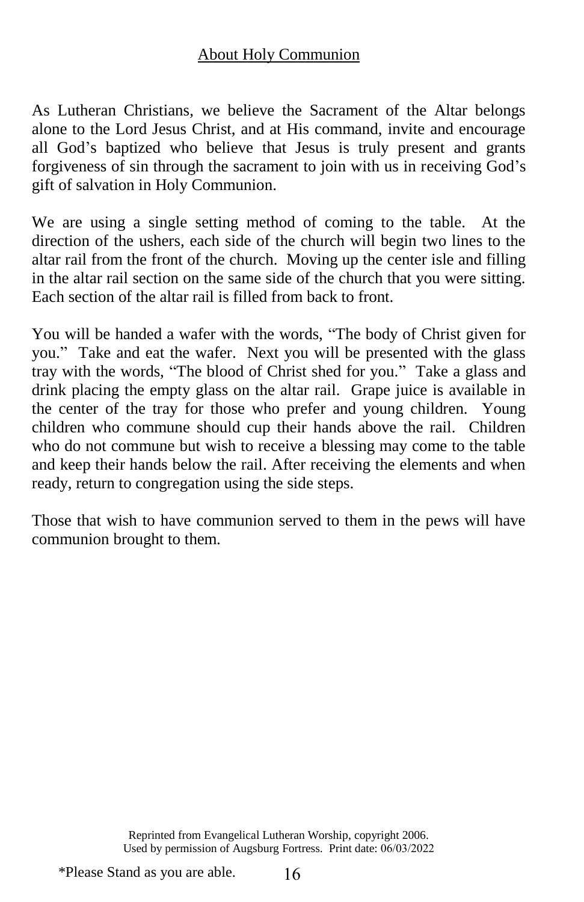## About Holy Communion

As Lutheran Christians, we believe the Sacrament of the Altar belongs alone to the Lord Jesus Christ, and at His command, invite and encourage all God's baptized who believe that Jesus is truly present and grants forgiveness of sin through the sacrament to join with us in receiving God's gift of salvation in Holy Communion.

We are using a single setting method of coming to the table. At the direction of the ushers, each side of the church will begin two lines to the altar rail from the front of the church. Moving up the center isle and filling in the altar rail section on the same side of the church that you were sitting. Each section of the altar rail is filled from back to front.

You will be handed a wafer with the words, "The body of Christ given for you." Take and eat the wafer. Next you will be presented with the glass tray with the words, "The blood of Christ shed for you." Take a glass and drink placing the empty glass on the altar rail. Grape juice is available in the center of the tray for those who prefer and young children. Young children who commune should cup their hands above the rail. Children who do not commune but wish to receive a blessing may come to the table and keep their hands below the rail. After receiving the elements and when ready, return to congregation using the side steps.

Those that wish to have communion served to them in the pews will have communion brought to them.

Reprinted from Evangelical Lutheran Worship, copyright 2006.
Used by permission of Augsburg Fortress. Print date: 06/03/2022

*Please Stand as you are able.